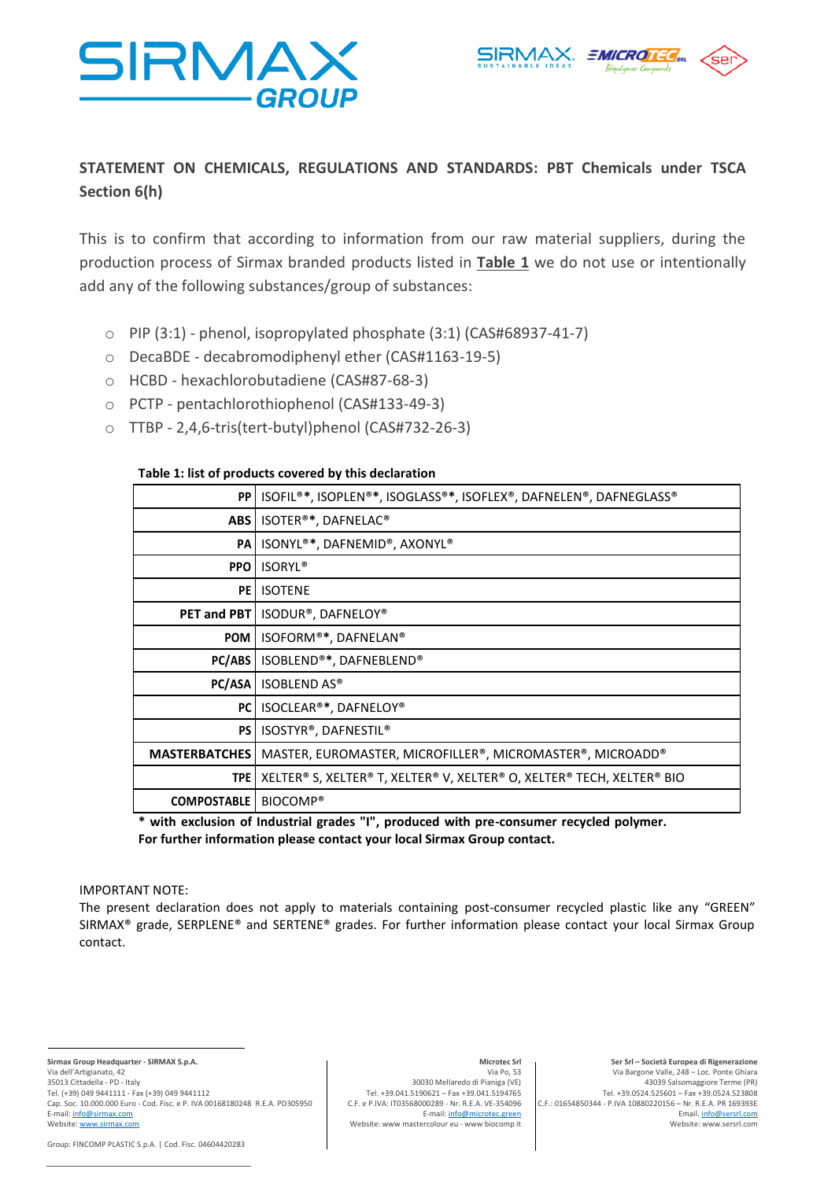## STATEMENT ON CHEMICALS, REGULATIONS AND STANDARDS: PBT Chemicals under TSCA Section 6(h)

This is to confirm that according to information from our raw material suppliers, during the production process of Sirmax branded products listed in **Table 1** we do not use or intentionally add any of the following substances/group of substances:

- PIP (3:1) - phenol, isopropylated phosphate (3:1) (CAS#68937-41-7)
- DecaBDE - decabromodiphenyl ether (CAS#1163-19-5)
- HCBD - hexachlorobutadiene (CAS#87-68-3)
- PCTP - pentachlorothiophenol (CAS#133-49-3)
- TTBP - 2,4,6-tris(tert-butyl)phenol (CAS#732-26-3)

**Table 1: list of products covered by this declaration**

| | |
|---|---|
| **PP** | ISOFIL®*, ISOPLEN®*, ISOGLASS®*, ISOFLEX®, DAFNELEN®, DAFNEGLASS® |
| **ABS** | ISOTER®*, DAFNELAC® |
| **PA** | ISONYL®*, DAFNEMID®, AXONYL® |
| **PPO** | ISORYL® |
| **PE** | ISOTENE |
| **PET and PBT** | ISODUR®, DAFNELOY® |
| **POM** | ISOFORM®*, DAFNELAN® |
| **PC/ABS** | ISOBLEND®*, DAFNEBLEND® |
| **PC/ASA** | ISOBLEND AS® |
| **PC** | ISOCLEAR®*, DAFNELOY® |
| **PS** | ISOSTYR®, DAFNESTIL® |
| **MASTERBATCHES** | MASTER, EUROMASTER, MICROFILLER®, MICROMASTER®, MICROADD® |
| **TPE** | XELTER® S, XELTER® T, XELTER® V, XELTER® O, XELTER® TECH, XELTER® BIO |
| **COMPOSTABLE** | BIOCOMP® |

**\* with exclusion of Industrial grades "I", produced with pre-consumer recycled polymer.**
**For further information please contact your local Sirmax Group contact.**

IMPORTANT NOTE:
The present declaration does not apply to materials containing post-consumer recycled plastic like any "GREEN" SIRMAX® grade, SERPLENE® and SERTENE® grades. For further information please contact your local Sirmax Group contact.

**Sirmax Group Headquarter - SIRMAX S.p.A.**
Via dell'Artigianato, 42
35013 Cittadella - PD - Italy
Tel. (+39) 049 9441111 - Fax (+39) 049 9441112
Cap. Soc. 10.000.000 Euro - Cod. Fisc. e P. IVA 00168180248 R.E.A. PD305950
E-mail: info@sirmax.com
Website: www.sirmax.com

Group: FINCOMP PLASTIC S.p.A. | Cod. Fisc. 04604420283

**Microtec Srl**
Via Po, 53
30030 Mellaredo di Pianiga (VE)
Tel. +39.041.5190621 – Fax +39.041.5194765
C.F. e P.IVA: IT03568000289 - Nr. R.E.A. VE-354096
E-mail: info@microtec.green
Website: www mastercolour eu - www biocomp it

**Ser Srl – Società Europea di Rigenerazione**
Via Bargone Valle, 248 – Loc. Ponte Ghiara
43039 Salsomaggiore Terme (PR)
Tel. +39.0524.525601 – Fax +39.0524.523808
C.F.: 01654850344 - P.IVA 10880220156 – Nr. R.E.A. PR 169393E
Email. info@sersrl.com
Website: www.sersrl.com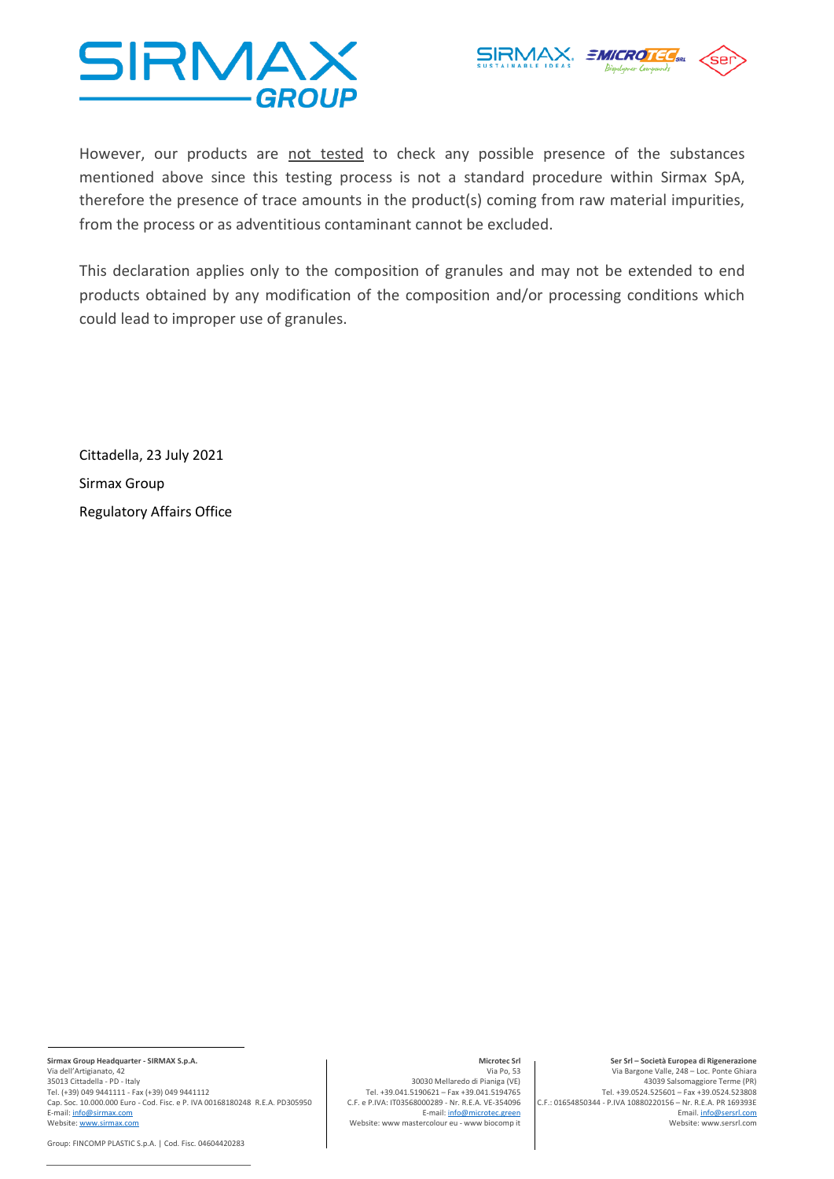However, our products are <u>not tested</u> to check any possible presence of the substances mentioned above since this testing process is not a standard procedure within Sirmax SpA, therefore the presence of trace amounts in the product(s) coming from raw material impurities, from the process or as adventitious contaminant cannot be excluded.

This declaration applies only to the composition of granules and may not be extended to end products obtained by any modification of the composition and/or processing conditions which could lead to improper use of granules.

Cittadella, 23 July 2021

Sirmax Group

Regulatory Affairs Office